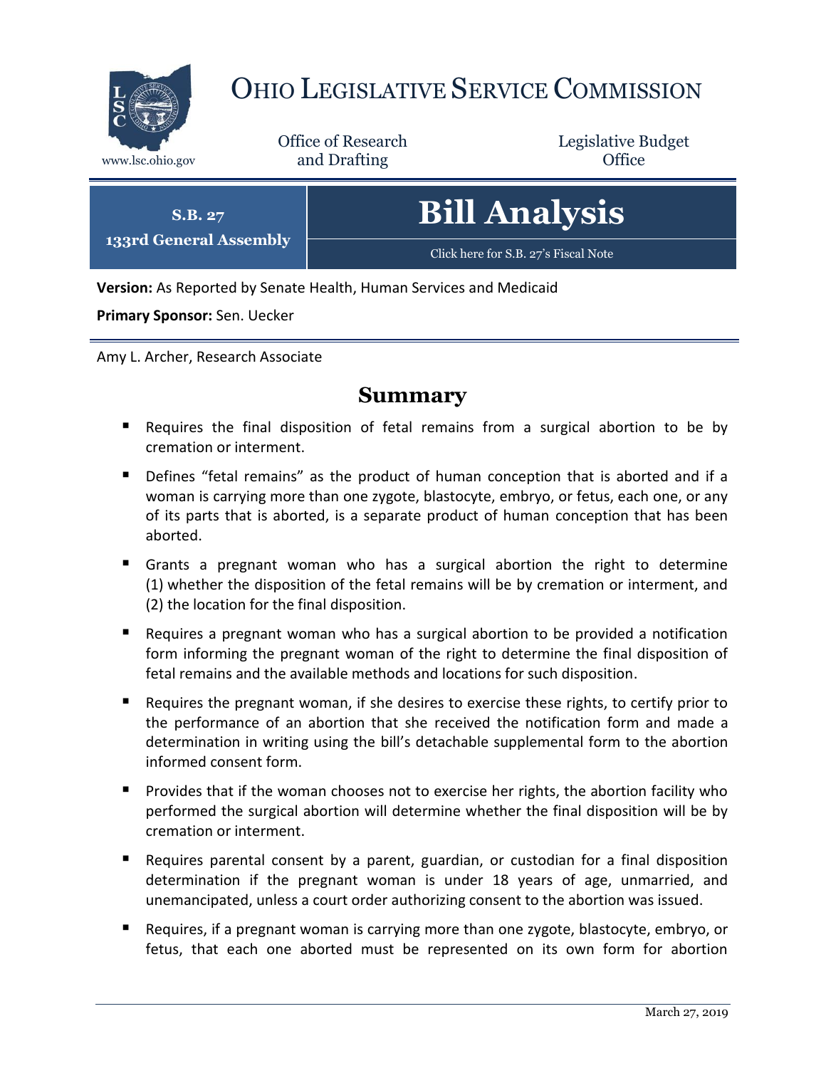# OHIO LEGISLATIVE SERVICE COMMISSION

www.lsc.ohio.gov

Office of Research and Drafting

Legislative Budget Office

**S.B. 27**
**133rd General Assembly**

# Bill Analysis

Click here for S.B. 27's Fiscal Note

**Version:** As Reported by Senate Health, Human Services and Medicaid

**Primary Sponsor:** Sen. Uecker

Amy L. Archer, Research Associate

## Summary

- Requires the final disposition of fetal remains from a surgical abortion to be by cremation or interment.
- Defines "fetal remains" as the product of human conception that is aborted and if a woman is carrying more than one zygote, blastocyte, embryo, or fetus, each one, or any of its parts that is aborted, is a separate product of human conception that has been aborted.
- Grants a pregnant woman who has a surgical abortion the right to determine (1) whether the disposition of the fetal remains will be by cremation or interment, and (2) the location for the final disposition.
- Requires a pregnant woman who has a surgical abortion to be provided a notification form informing the pregnant woman of the right to determine the final disposition of fetal remains and the available methods and locations for such disposition.
- Requires the pregnant woman, if she desires to exercise these rights, to certify prior to the performance of an abortion that she received the notification form and made a determination in writing using the bill's detachable supplemental form to the abortion informed consent form.
- Provides that if the woman chooses not to exercise her rights, the abortion facility who performed the surgical abortion will determine whether the final disposition will be by cremation or interment.
- Requires parental consent by a parent, guardian, or custodian for a final disposition determination if the pregnant woman is under 18 years of age, unmarried, and unemancipated, unless a court order authorizing consent to the abortion was issued.
- Requires, if a pregnant woman is carrying more than one zygote, blastocyte, embryo, or fetus, that each one aborted must be represented on its own form for abortion

March 27, 2019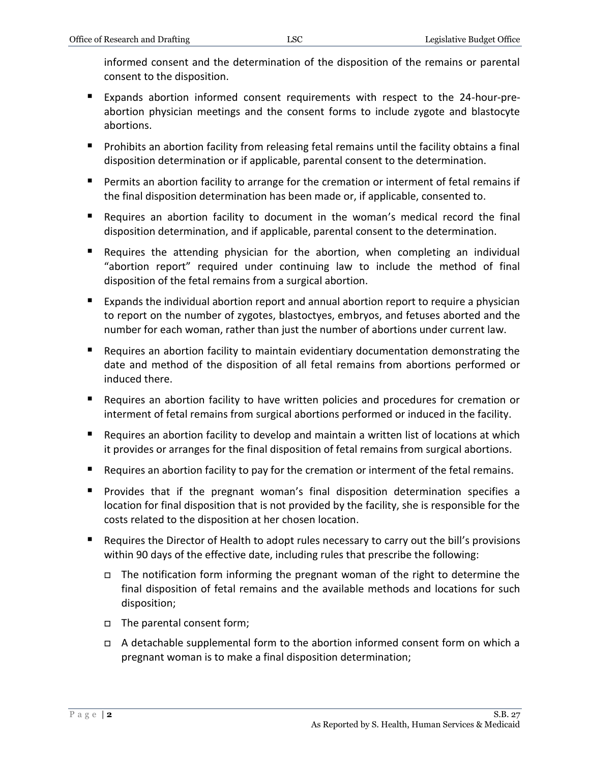informed consent and the determination of the disposition of the remains or parental consent to the disposition.

- Expands abortion informed consent requirements with respect to the 24-hour-pre-abortion physician meetings and the consent forms to include zygote and blastocyte abortions.
- Prohibits an abortion facility from releasing fetal remains until the facility obtains a final disposition determination or if applicable, parental consent to the determination.
- Permits an abortion facility to arrange for the cremation or interment of fetal remains if the final disposition determination has been made or, if applicable, consented to.
- Requires an abortion facility to document in the woman's medical record the final disposition determination, and if applicable, parental consent to the determination.
- Requires the attending physician for the abortion, when completing an individual "abortion report" required under continuing law to include the method of final disposition of the fetal remains from a surgical abortion.
- Expands the individual abortion report and annual abortion report to require a physician to report on the number of zygotes, blastoctyes, embryos, and fetuses aborted and the number for each woman, rather than just the number of abortions under current law.
- Requires an abortion facility to maintain evidentiary documentation demonstrating the date and method of the disposition of all fetal remains from abortions performed or induced there.
- Requires an abortion facility to have written policies and procedures for cremation or interment of fetal remains from surgical abortions performed or induced in the facility.
- Requires an abortion facility to develop and maintain a written list of locations at which it provides or arranges for the final disposition of fetal remains from surgical abortions.
- Requires an abortion facility to pay for the cremation or interment of the fetal remains.
- Provides that if the pregnant woman's final disposition determination specifies a location for final disposition that is not provided by the facility, she is responsible for the costs related to the disposition at her chosen location.
- Requires the Director of Health to adopt rules necessary to carry out the bill's provisions within 90 days of the effective date, including rules that prescribe the following:
  - The notification form informing the pregnant woman of the right to determine the final disposition of fetal remains and the available methods and locations for such disposition;
  - The parental consent form;
  - A detachable supplemental form to the abortion informed consent form on which a pregnant woman is to make a final disposition determination;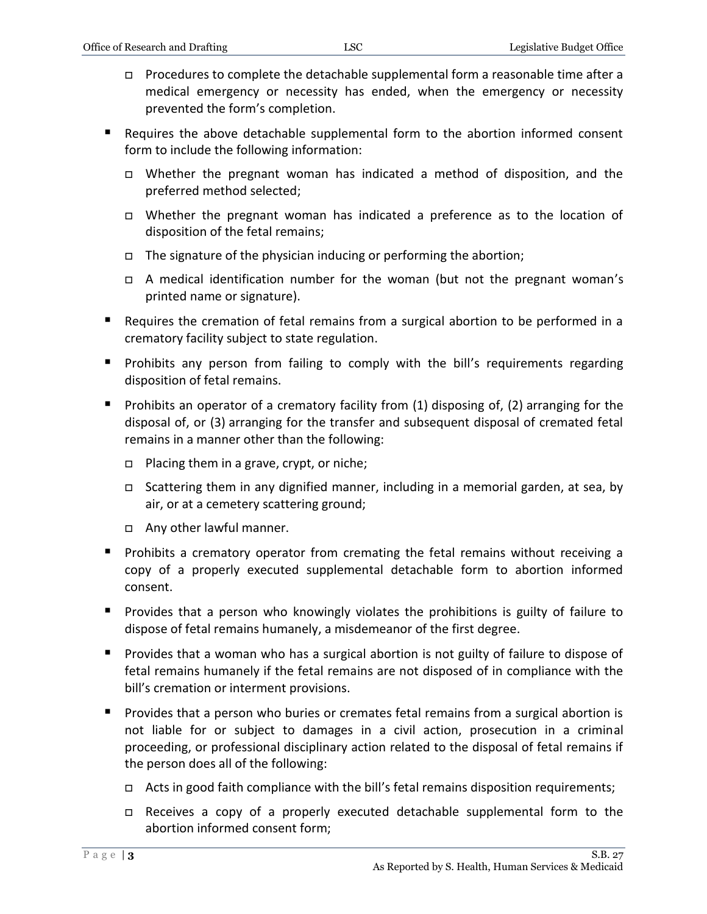- Procedures to complete the detachable supplemental form a reasonable time after a medical emergency or necessity has ended, when the emergency or necessity prevented the form's completion.

- Requires the above detachable supplemental form to the abortion informed consent form to include the following information:
  - Whether the pregnant woman has indicated a method of disposition, and the preferred method selected;
  - Whether the pregnant woman has indicated a preference as to the location of disposition of the fetal remains;
  - The signature of the physician inducing or performing the abortion;
  - A medical identification number for the woman (but not the pregnant woman's printed name or signature).
- Requires the cremation of fetal remains from a surgical abortion to be performed in a crematory facility subject to state regulation.
- Prohibits any person from failing to comply with the bill's requirements regarding disposition of fetal remains.
- Prohibits an operator of a crematory facility from (1) disposing of, (2) arranging for the disposal of, or (3) arranging for the transfer and subsequent disposal of cremated fetal remains in a manner other than the following:
  - Placing them in a grave, crypt, or niche;
  - Scattering them in any dignified manner, including in a memorial garden, at sea, by air, or at a cemetery scattering ground;
  - Any other lawful manner.
- Prohibits a crematory operator from cremating the fetal remains without receiving a copy of a properly executed supplemental detachable form to abortion informed consent.
- Provides that a person who knowingly violates the prohibitions is guilty of failure to dispose of fetal remains humanely, a misdemeanor of the first degree.
- Provides that a woman who has a surgical abortion is not guilty of failure to dispose of fetal remains humanely if the fetal remains are not disposed of in compliance with the bill's cremation or interment provisions.
- Provides that a person who buries or cremates fetal remains from a surgical abortion is not liable for or subject to damages in a civil action, prosecution in a criminal proceeding, or professional disciplinary action related to the disposal of fetal remains if the person does all of the following:
  - Acts in good faith compliance with the bill's fetal remains disposition requirements;
  - Receives a copy of a properly executed detachable supplemental form to the abortion informed consent form;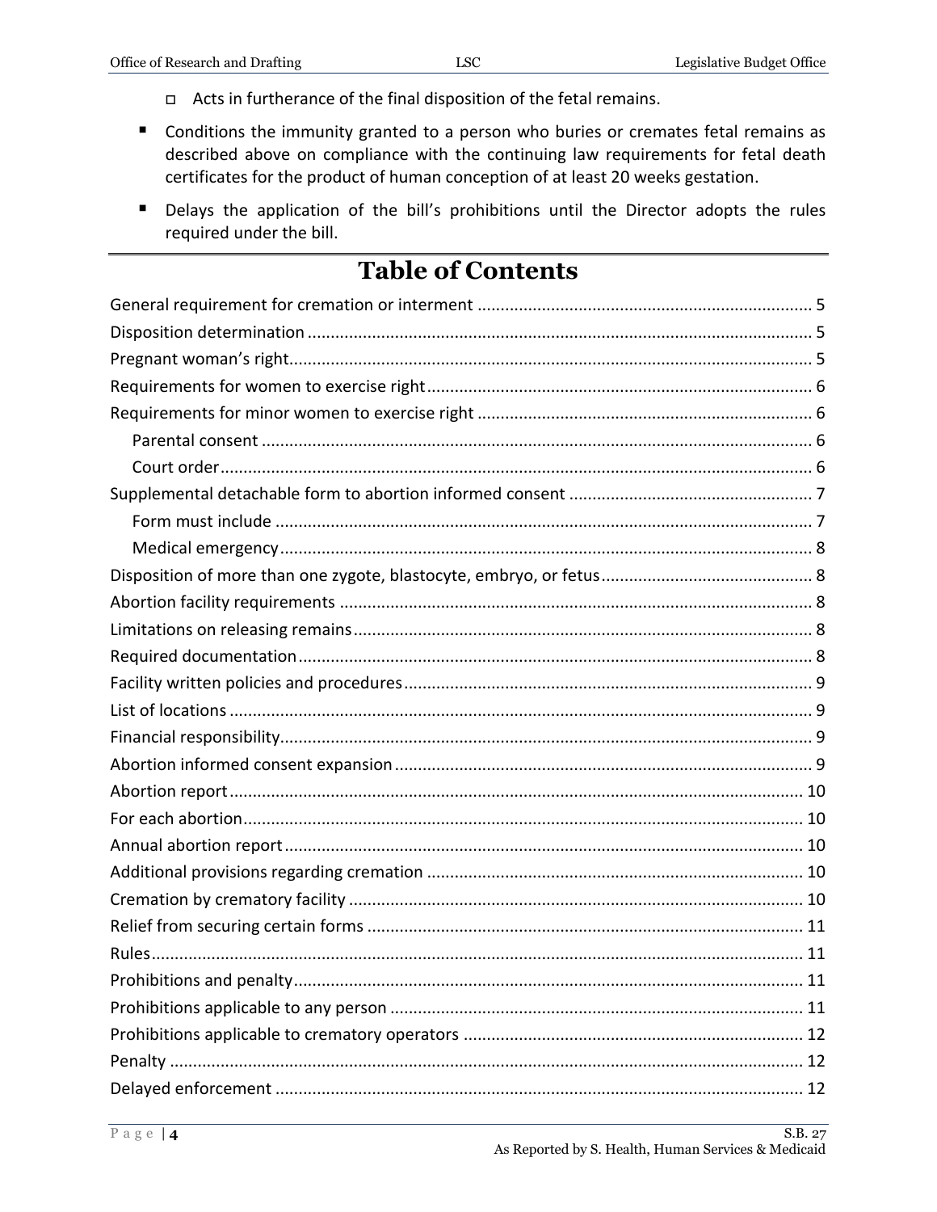- Acts in furtherance of the final disposition of the fetal remains.
- Conditions the immunity granted to a person who buries or cremates fetal remains as described above on compliance with the continuing law requirements for fetal death certificates for the product of human conception of at least 20 weeks gestation.
- Delays the application of the bill's prohibitions until the Director adopts the rules required under the bill.

# Table of Contents

General requirement for cremation or interment ........ 5
Disposition determination ........ 5
Pregnant woman's right ........ 5
Requirements for women to exercise right ........ 6
Requirements for minor women to exercise right ........ 6
  Parental consent ........ 6
  Court order ........ 6
Supplemental detachable form to abortion informed consent ........ 7
  Form must include ........ 7
  Medical emergency ........ 8
Disposition of more than one zygote, blastocyte, embryo, or fetus ........ 8
Abortion facility requirements ........ 8
Limitations on releasing remains ........ 8
Required documentation ........ 8
Facility written policies and procedures ........ 9
List of locations ........ 9
Financial responsibility ........ 9
Abortion informed consent expansion ........ 9
Abortion report ........ 10
For each abortion ........ 10
Annual abortion report ........ 10
Additional provisions regarding cremation ........ 10
Cremation by crematory facility ........ 10
Relief from securing certain forms ........ 11
Rules ........ 11
Prohibitions and penalty ........ 11
Prohibitions applicable to any person ........ 11
Prohibitions applicable to crematory operators ........ 12
Penalty ........ 12
Delayed enforcement ........ 12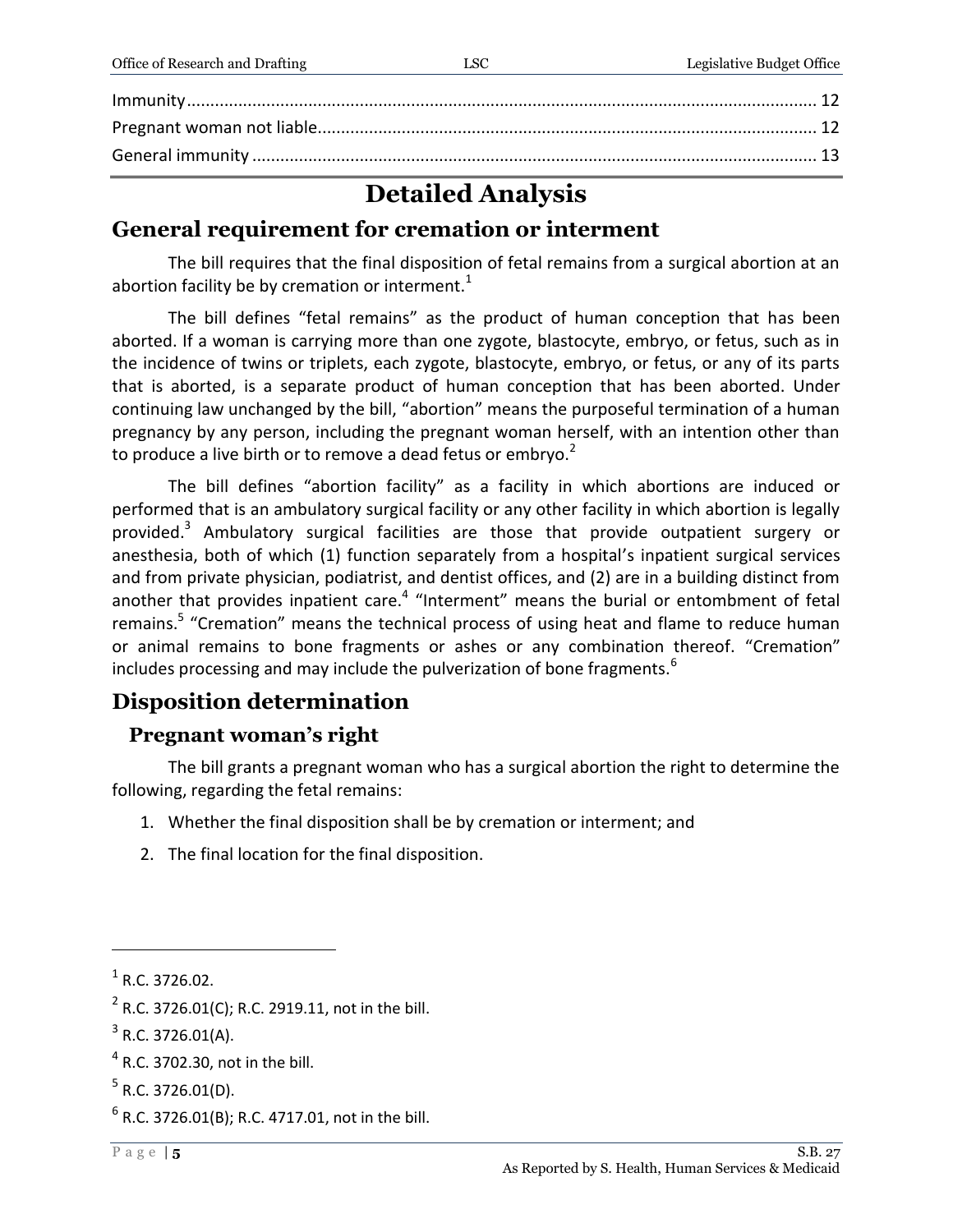Immunity........................................................................................................................ 12
Pregnant woman not liable......................................................................................... 12
General immunity ....................................................................................................... 13

# Detailed Analysis

## General requirement for cremation or interment

The bill requires that the final disposition of fetal remains from a surgical abortion at an abortion facility be by cremation or interment.[1]

The bill defines "fetal remains" as the product of human conception that has been aborted. If a woman is carrying more than one zygote, blastocyte, embryo, or fetus, such as in the incidence of twins or triplets, each zygote, blastocyte, embryo, or fetus, or any of its parts that is aborted, is a separate product of human conception that has been aborted. Under continuing law unchanged by the bill, "abortion" means the purposeful termination of a human pregnancy by any person, including the pregnant woman herself, with an intention other than to produce a live birth or to remove a dead fetus or embryo.[2]

The bill defines "abortion facility" as a facility in which abortions are induced or performed that is an ambulatory surgical facility or any other facility in which abortion is legally provided.[3] Ambulatory surgical facilities are those that provide outpatient surgery or anesthesia, both of which (1) function separately from a hospital's inpatient surgical services and from private physician, podiatrist, and dentist offices, and (2) are in a building distinct from another that provides inpatient care.[4] "Interment" means the burial or entombment of fetal remains.[5] "Cremation" means the technical process of using heat and flame to reduce human or animal remains to bone fragments or ashes or any combination thereof. "Cremation" includes processing and may include the pulverization of bone fragments.[6]

## Disposition determination

### Pregnant woman's right

The bill grants a pregnant woman who has a surgical abortion the right to determine the following, regarding the fetal remains:

1. Whether the final disposition shall be by cremation or interment; and
2. The final location for the final disposition.

---

[1] R.C. 3726.02.

[2] R.C. 3726.01(C); R.C. 2919.11, not in the bill.

[3] R.C. 3726.01(A).

[4] R.C. 3702.30, not in the bill.

[5] R.C. 3726.01(D).

[6] R.C. 3726.01(B); R.C. 4717.01, not in the bill.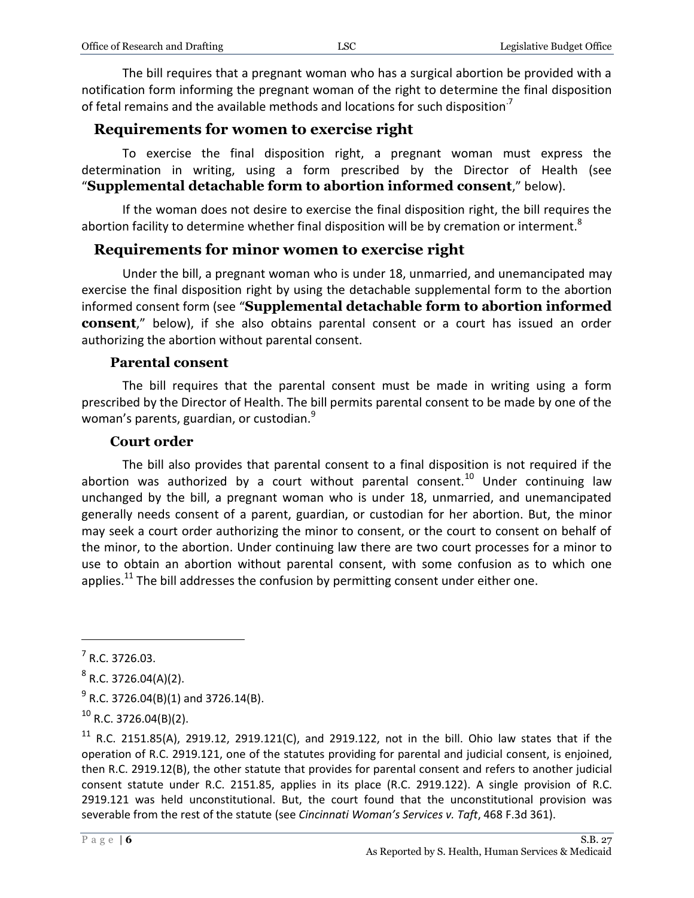The bill requires that a pregnant woman who has a surgical abortion be provided with a notification form informing the pregnant woman of the right to determine the final disposition of fetal remains and the available methods and locations for such disposition.[7]

## Requirements for women to exercise right

To exercise the final disposition right, a pregnant woman must express the determination in writing, using a form prescribed by the Director of Health (see "**Supplemental detachable form to abortion informed consent**," below).

If the woman does not desire to exercise the final disposition right, the bill requires the abortion facility to determine whether final disposition will be by cremation or interment.[8]

## Requirements for minor women to exercise right

Under the bill, a pregnant woman who is under 18, unmarried, and unemancipated may exercise the final disposition right by using the detachable supplemental form to the abortion informed consent form (see "**Supplemental detachable form to abortion informed consent**," below), if she also obtains parental consent or a court has issued an order authorizing the abortion without parental consent.

### Parental consent

The bill requires that the parental consent must be made in writing using a form prescribed by the Director of Health. The bill permits parental consent to be made by one of the woman's parents, guardian, or custodian.[9]

### Court order

The bill also provides that parental consent to a final disposition is not required if the abortion was authorized by a court without parental consent.[10] Under continuing law unchanged by the bill, a pregnant woman who is under 18, unmarried, and unemancipated generally needs consent of a parent, guardian, or custodian for her abortion. But, the minor may seek a court order authorizing the minor to consent, or the court to consent on behalf of the minor, to the abortion. Under continuing law there are two court processes for a minor to use to obtain an abortion without parental consent, with some confusion as to which one applies.[11] The bill addresses the confusion by permitting consent under either one.

---

[7] R.C. 3726.03.

[8] R.C. 3726.04(A)(2).

[9] R.C. 3726.04(B)(1) and 3726.14(B).

[10] R.C. 3726.04(B)(2).

[11] R.C. 2151.85(A), 2919.12, 2919.121(C), and 2919.122, not in the bill. Ohio law states that if the operation of R.C. 2919.121, one of the statutes providing for parental and judicial consent, is enjoined, then R.C. 2919.12(B), the other statute that provides for parental consent and refers to another judicial consent statute under R.C. 2151.85, applies in its place (R.C. 2919.122). A single provision of R.C. 2919.121 was held unconstitutional. But, the court found that the unconstitutional provision was severable from the rest of the statute (see *Cincinnati Woman's Services v. Taft*, 468 F.3d 361).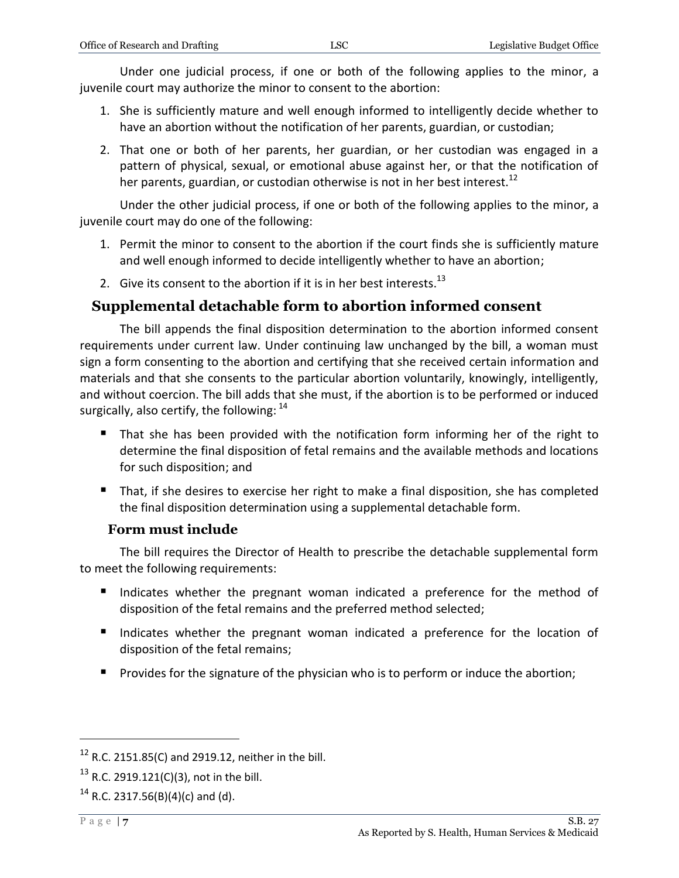Under one judicial process, if one or both of the following applies to the minor, a juvenile court may authorize the minor to consent to the abortion:

1. She is sufficiently mature and well enough informed to intelligently decide whether to have an abortion without the notification of her parents, guardian, or custodian;
2. That one or both of her parents, her guardian, or her custodian was engaged in a pattern of physical, sexual, or emotional abuse against her, or that the notification of her parents, guardian, or custodian otherwise is not in her best interest.[12]

Under the other judicial process, if one or both of the following applies to the minor, a juvenile court may do one of the following:

1. Permit the minor to consent to the abortion if the court finds she is sufficiently mature and well enough informed to decide intelligently whether to have an abortion;
2. Give its consent to the abortion if it is in her best interests.[13]

## Supplemental detachable form to abortion informed consent

The bill appends the final disposition determination to the abortion informed consent requirements under current law. Under continuing law unchanged by the bill, a woman must sign a form consenting to the abortion and certifying that she received certain information and materials and that she consents to the particular abortion voluntarily, knowingly, intelligently, and without coercion. The bill adds that she must, if the abortion is to be performed or induced surgically, also certify, the following: [14]

- That she has been provided with the notification form informing her of the right to determine the final disposition of fetal remains and the available methods and locations for such disposition; and
- That, if she desires to exercise her right to make a final disposition, she has completed the final disposition determination using a supplemental detachable form.

### Form must include

The bill requires the Director of Health to prescribe the detachable supplemental form to meet the following requirements:

- Indicates whether the pregnant woman indicated a preference for the method of disposition of the fetal remains and the preferred method selected;
- Indicates whether the pregnant woman indicated a preference for the location of disposition of the fetal remains;
- Provides for the signature of the physician who is to perform or induce the abortion;

---

[12] R.C. 2151.85(C) and 2919.12, neither in the bill.

[13] R.C. 2919.121(C)(3), not in the bill.

[14] R.C. 2317.56(B)(4)(c) and (d).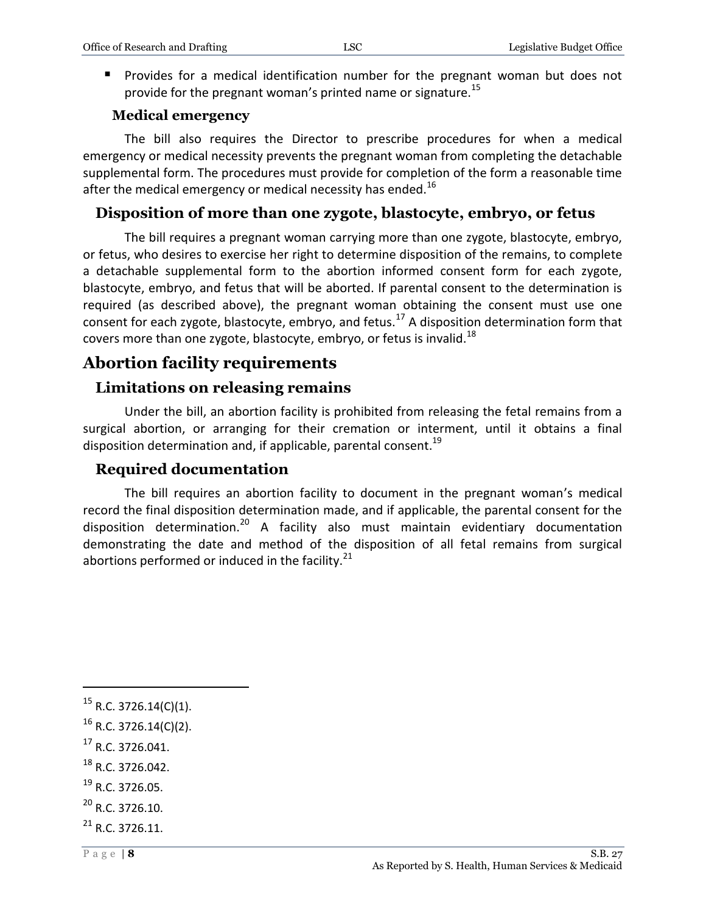- Provides for a medical identification number for the pregnant woman but does not provide for the pregnant woman's printed name or signature.[15]

### Medical emergency

The bill also requires the Director to prescribe procedures for when a medical emergency or medical necessity prevents the pregnant woman from completing the detachable supplemental form. The procedures must provide for completion of the form a reasonable time after the medical emergency or medical necessity has ended.[16]

## Disposition of more than one zygote, blastocyte, embryo, or fetus

The bill requires a pregnant woman carrying more than one zygote, blastocyte, embryo, or fetus, who desires to exercise her right to determine disposition of the remains, to complete a detachable supplemental form to the abortion informed consent form for each zygote, blastocyte, embryo, and fetus that will be aborted. If parental consent to the determination is required (as described above), the pregnant woman obtaining the consent must use one consent for each zygote, blastocyte, embryo, and fetus.[17] A disposition determination form that covers more than one zygote, blastocyte, embryo, or fetus is invalid.[18]

# Abortion facility requirements

## Limitations on releasing remains

Under the bill, an abortion facility is prohibited from releasing the fetal remains from a surgical abortion, or arranging for their cremation or interment, until it obtains a final disposition determination and, if applicable, parental consent.[19]

## Required documentation

The bill requires an abortion facility to document in the pregnant woman's medical record the final disposition determination made, and if applicable, the parental consent for the disposition determination.[20] A facility also must maintain evidentiary documentation demonstrating the date and method of the disposition of all fetal remains from surgical abortions performed or induced in the facility.[21]

---

[15] R.C. 3726.14(C)(1).

[16] R.C. 3726.14(C)(2).

[17] R.C. 3726.041.

[18] R.C. 3726.042.

[19] R.C. 3726.05.

[20] R.C. 3726.10.

[21] R.C. 3726.11.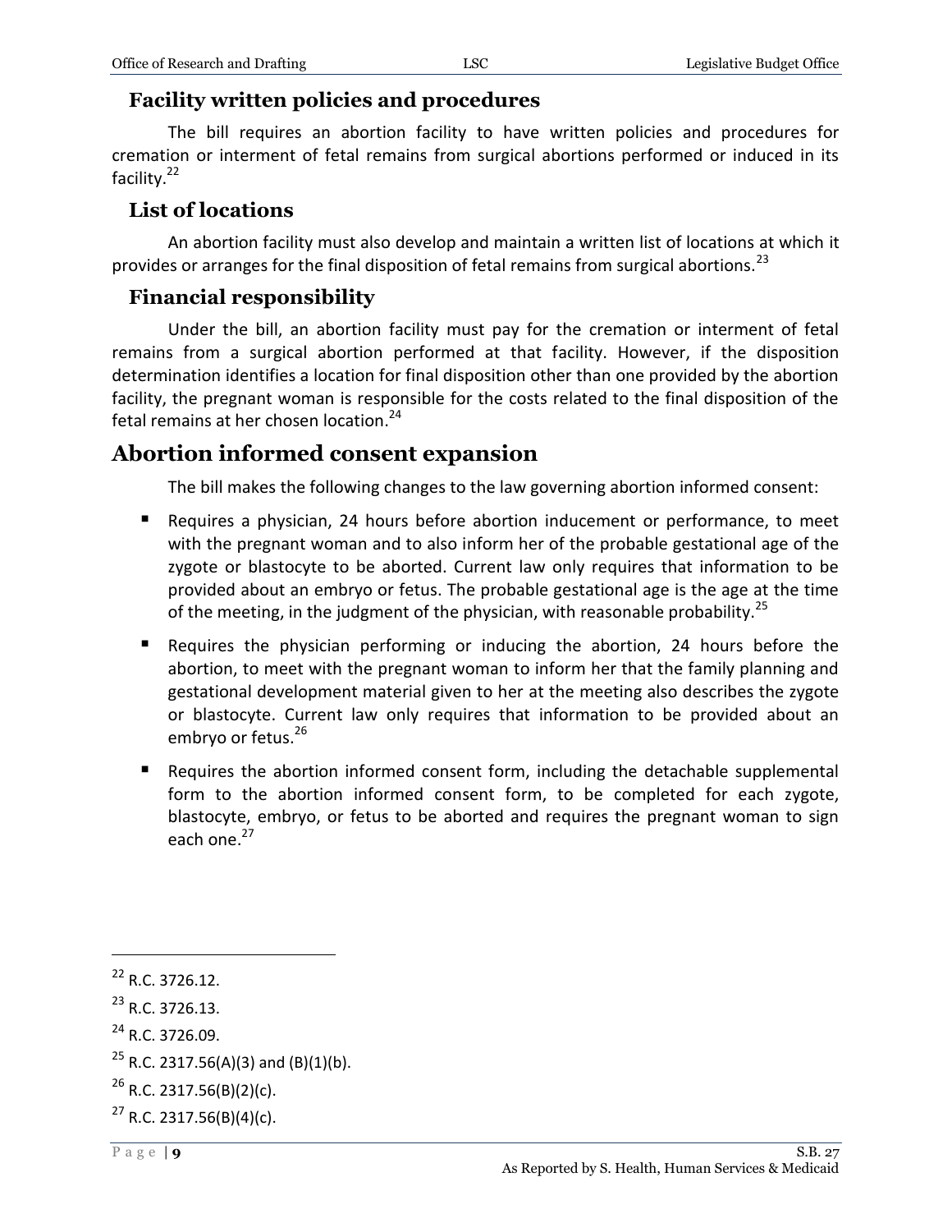### Facility written policies and procedures

The bill requires an abortion facility to have written policies and procedures for cremation or interment of fetal remains from surgical abortions performed or induced in its facility.[22]

### List of locations

An abortion facility must also develop and maintain a written list of locations at which it provides or arranges for the final disposition of fetal remains from surgical abortions.[23]

### Financial responsibility

Under the bill, an abortion facility must pay for the cremation or interment of fetal remains from a surgical abortion performed at that facility. However, if the disposition determination identifies a location for final disposition other than one provided by the abortion facility, the pregnant woman is responsible for the costs related to the final disposition of the fetal remains at her chosen location.[24]

## Abortion informed consent expansion

The bill makes the following changes to the law governing abortion informed consent:

- Requires a physician, 24 hours before abortion inducement or performance, to meet with the pregnant woman and to also inform her of the probable gestational age of the zygote or blastocyte to be aborted. Current law only requires that information to be provided about an embryo or fetus. The probable gestational age is the age at the time of the meeting, in the judgment of the physician, with reasonable probability.[25]
- Requires the physician performing or inducing the abortion, 24 hours before the abortion, to meet with the pregnant woman to inform her that the family planning and gestational development material given to her at the meeting also describes the zygote or blastocyte. Current law only requires that information to be provided about an embryo or fetus.[26]
- Requires the abortion informed consent form, including the detachable supplemental form to the abortion informed consent form, to be completed for each zygote, blastocyte, embryo, or fetus to be aborted and requires the pregnant woman to sign each one.[27]

---

[22] R.C. 3726.12.

[23] R.C. 3726.13.

[24] R.C. 3726.09.

[25] R.C. 2317.56(A)(3) and (B)(1)(b).

[26] R.C. 2317.56(B)(2)(c).

[27] R.C. 2317.56(B)(4)(c).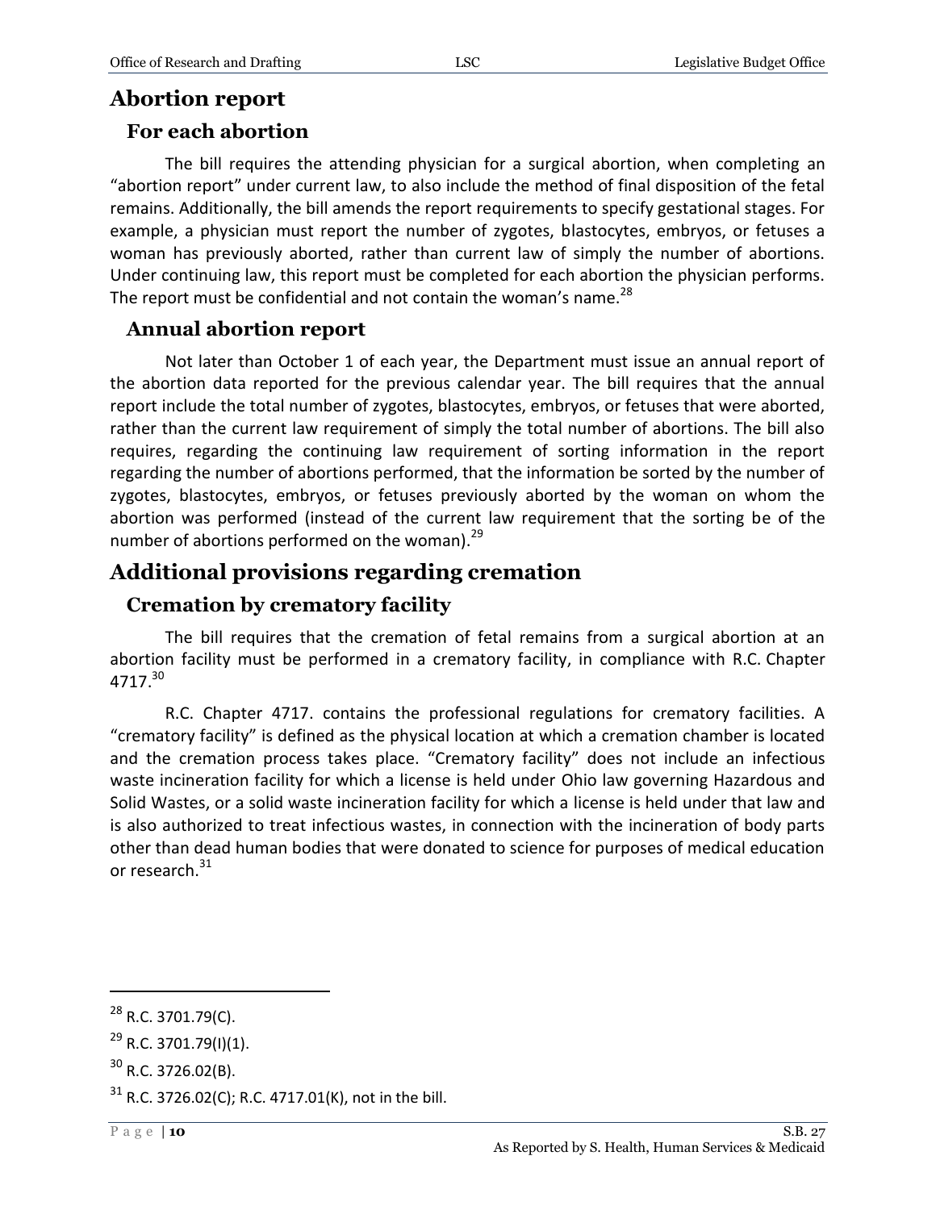## Abortion report

### For each abortion

The bill requires the attending physician for a surgical abortion, when completing an "abortion report" under current law, to also include the method of final disposition of the fetal remains. Additionally, the bill amends the report requirements to specify gestational stages. For example, a physician must report the number of zygotes, blastocytes, embryos, or fetuses a woman has previously aborted, rather than current law of simply the number of abortions. Under continuing law, this report must be completed for each abortion the physician performs. The report must be confidential and not contain the woman's name.[28]

### Annual abortion report

Not later than October 1 of each year, the Department must issue an annual report of the abortion data reported for the previous calendar year. The bill requires that the annual report include the total number of zygotes, blastocytes, embryos, or fetuses that were aborted, rather than the current law requirement of simply the total number of abortions. The bill also requires, regarding the continuing law requirement of sorting information in the report regarding the number of abortions performed, that the information be sorted by the number of zygotes, blastocytes, embryos, or fetuses previously aborted by the woman on whom the abortion was performed (instead of the current law requirement that the sorting be of the number of abortions performed on the woman).[29]

## Additional provisions regarding cremation

### Cremation by crematory facility

The bill requires that the cremation of fetal remains from a surgical abortion at an abortion facility must be performed in a crematory facility, in compliance with R.C. Chapter 4717.[30]

R.C. Chapter 4717. contains the professional regulations for crematory facilities. A "crematory facility" is defined as the physical location at which a cremation chamber is located and the cremation process takes place. "Crematory facility" does not include an infectious waste incineration facility for which a license is held under Ohio law governing Hazardous and Solid Wastes, or a solid waste incineration facility for which a license is held under that law and is also authorized to treat infectious wastes, in connection with the incineration of body parts other than dead human bodies that were donated to science for purposes of medical education or research.[31]

---

[28] R.C. 3701.79(C).

[29] R.C. 3701.79(I)(1).

[30] R.C. 3726.02(B).

[31] R.C. 3726.02(C); R.C. 4717.01(K), not in the bill.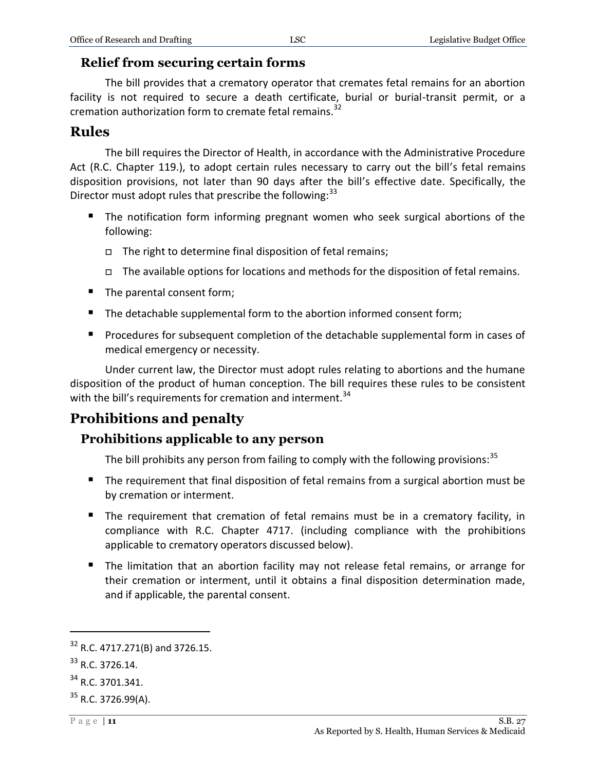### Relief from securing certain forms

The bill provides that a crematory operator that cremates fetal remains for an abortion facility is not required to secure a death certificate, burial or burial-transit permit, or a cremation authorization form to cremate fetal remains.[32]

## Rules

The bill requires the Director of Health, in accordance with the Administrative Procedure Act (R.C. Chapter 119.), to adopt certain rules necessary to carry out the bill's fetal remains disposition provisions, not later than 90 days after the bill's effective date. Specifically, the Director must adopt rules that prescribe the following:[33]

- The notification form informing pregnant women who seek surgical abortions of the following:
  - The right to determine final disposition of fetal remains;
  - The available options for locations and methods for the disposition of fetal remains.
- The parental consent form;
- The detachable supplemental form to the abortion informed consent form;
- Procedures for subsequent completion of the detachable supplemental form in cases of medical emergency or necessity.

Under current law, the Director must adopt rules relating to abortions and the humane disposition of the product of human conception. The bill requires these rules to be consistent with the bill's requirements for cremation and interment.[34]

## Prohibitions and penalty

### Prohibitions applicable to any person

The bill prohibits any person from failing to comply with the following provisions:[35]

- The requirement that final disposition of fetal remains from a surgical abortion must be by cremation or interment.
- The requirement that cremation of fetal remains must be in a crematory facility, in compliance with R.C. Chapter 4717. (including compliance with the prohibitions applicable to crematory operators discussed below).
- The limitation that an abortion facility may not release fetal remains, or arrange for their cremation or interment, until it obtains a final disposition determination made, and if applicable, the parental consent.

---

[32] R.C. 4717.271(B) and 3726.15.

[33] R.C. 3726.14.

[34] R.C. 3701.341.

[35] R.C. 3726.99(A).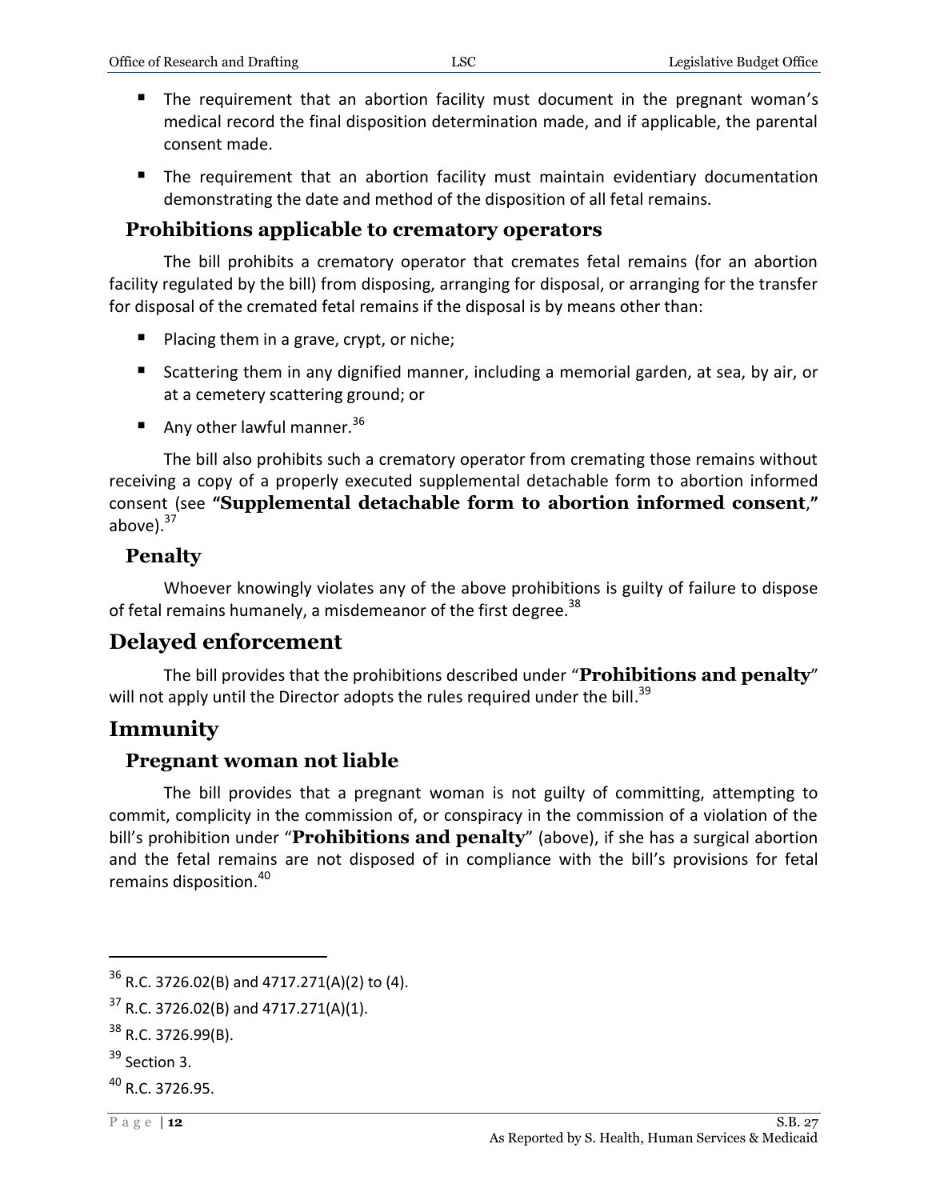- The requirement that an abortion facility must document in the pregnant woman's medical record the final disposition determination made, and if applicable, the parental consent made.
- The requirement that an abortion facility must maintain evidentiary documentation demonstrating the date and method of the disposition of all fetal remains.

### Prohibitions applicable to crematory operators

The bill prohibits a crematory operator that cremates fetal remains (for an abortion facility regulated by the bill) from disposing, arranging for disposal, or arranging for the transfer for disposal of the cremated fetal remains if the disposal is by means other than:

- Placing them in a grave, crypt, or niche;
- Scattering them in any dignified manner, including a memorial garden, at sea, by air, or at a cemetery scattering ground; or
- Any other lawful manner.[36]

The bill also prohibits such a crematory operator from cremating those remains without receiving a copy of a properly executed supplemental detachable form to abortion informed consent (see **"Supplemental detachable form to abortion informed consent,"** above).[37]

### Penalty

Whoever knowingly violates any of the above prohibitions is guilty of failure to dispose of fetal remains humanely, a misdemeanor of the first degree.[38]

## Delayed enforcement

The bill provides that the prohibitions described under "**Prohibitions and penalty**" will not apply until the Director adopts the rules required under the bill.[39]

## Immunity

### Pregnant woman not liable

The bill provides that a pregnant woman is not guilty of committing, attempting to commit, complicity in the commission of, or conspiracy in the commission of a violation of the bill's prohibition under "**Prohibitions and penalty**" (above), if she has a surgical abortion and the fetal remains are not disposed of in compliance with the bill's provisions for fetal remains disposition.[40]

---

[36] R.C. 3726.02(B) and 4717.271(A)(2) to (4).

[37] R.C. 3726.02(B) and 4717.271(A)(1).

[38] R.C. 3726.99(B).

[39] Section 3.

[40] R.C. 3726.95.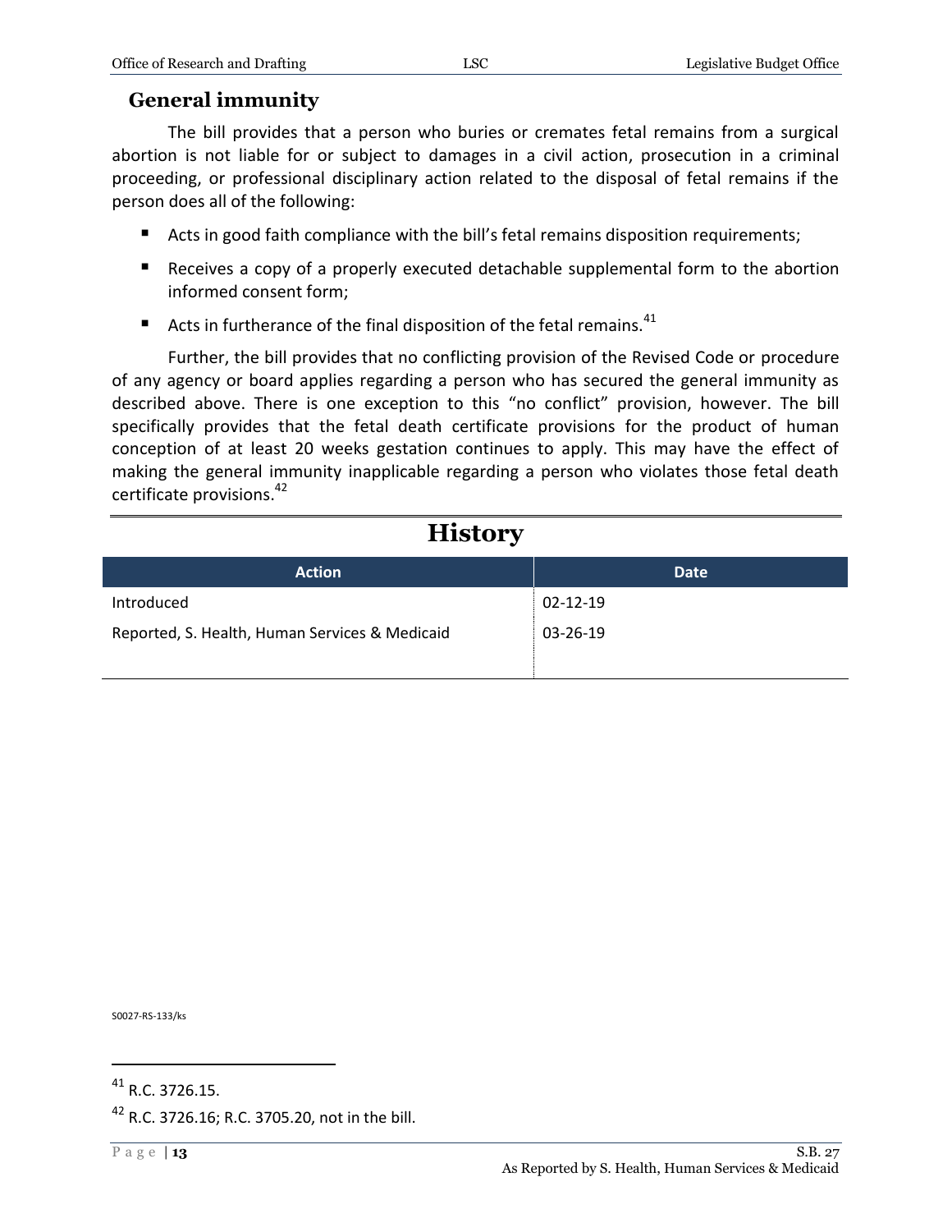### General immunity

The bill provides that a person who buries or cremates fetal remains from a surgical abortion is not liable for or subject to damages in a civil action, prosecution in a criminal proceeding, or professional disciplinary action related to the disposal of fetal remains if the person does all of the following:

- Acts in good faith compliance with the bill's fetal remains disposition requirements;
- Receives a copy of a properly executed detachable supplemental form to the abortion informed consent form;
- Acts in furtherance of the final disposition of the fetal remains.[41]

Further, the bill provides that no conflicting provision of the Revised Code or procedure of any agency or board applies regarding a person who has secured the general immunity as described above. There is one exception to this "no conflict" provision, however. The bill specifically provides that the fetal death certificate provisions for the product of human conception of at least 20 weeks gestation continues to apply. This may have the effect of making the general immunity inapplicable regarding a person who violates those fetal death certificate provisions.[42]

# History

| Action | Date |
|---|---|
| Introduced | 02-12-19 |
| Reported, S. Health, Human Services & Medicaid | 03-26-19 |

S0027-RS-133/ks

[41] R.C. 3726.15.

[42] R.C. 3726.16; R.C. 3705.20, not in the bill.